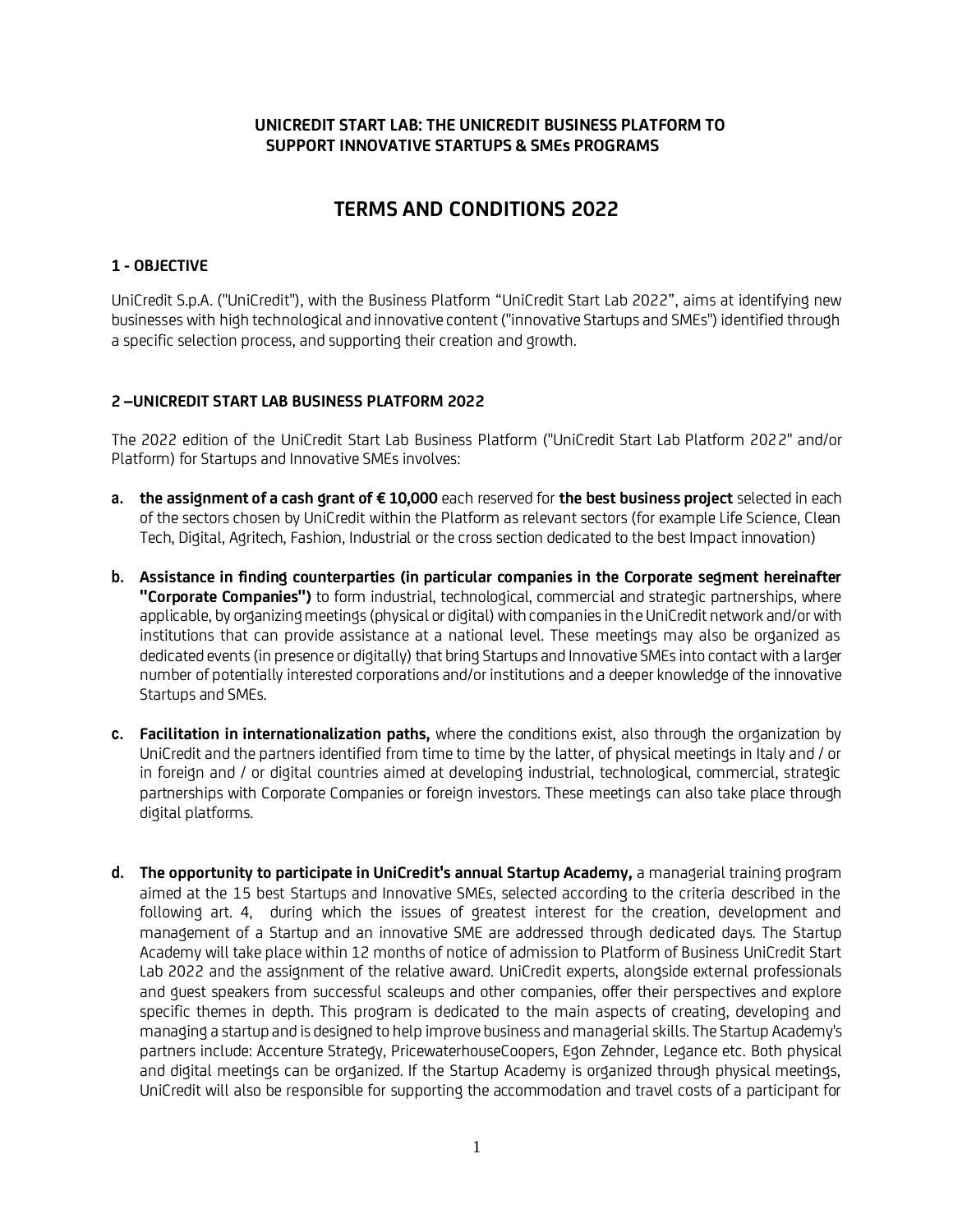**UNICREDIT START LAB: THE UNICREDIT BUSINESS PLATFORM TO SUPPORT INNOVATIVE STARTUPS & SMEs PROGRAMS**

# TERMS AND CONDITIONS 2022

## 1 - OBJECTIVE

UniCredit S.p.A. ("UniCredit"), with the Business Platform "UniCredit Start Lab 2022", aims at identifying new businesses with high technological and innovative content ("innovative Startups and SMEs") identified through a specific selection process, and supporting their creation and growth.

## 2 –UNICREDIT START LAB BUSINESS PLATFORM 2022

The 2022 edition of the UniCredit Start Lab Business Platform ("UniCredit Start Lab Platform 2022" and/or Platform) for Startups and Innovative SMEs involves:

a. **the assignment of a cash grant of € 10,000** each reserved for **the best business project** selected in each of the sectors chosen by UniCredit within the Platform as relevant sectors (for example Life Science, Clean Tech, Digital, Agritech, Fashion, Industrial or the cross section dedicated to the best Impact innovation)

b. **Assistance in finding counterparties (in particular companies in the Corporate segment hereinafter "Corporate Companies")** to form industrial, technological, commercial and strategic partnerships, where applicable, by organizing meetings (physical or digital) with companies in the UniCredit network and/or with institutions that can provide assistance at a national level. These meetings may also be organized as dedicated events (in presence or digitally) that bring Startups and Innovative SMEs into contact with a larger number of potentially interested corporations and/or institutions and a deeper knowledge of the innovative Startups and SMEs.

c. **Facilitation in internationalization paths,** where the conditions exist, also through the organization by UniCredit and the partners identified from time to time by the latter, of physical meetings in Italy and / or in foreign and / or digital countries aimed at developing industrial, technological, commercial, strategic partnerships with Corporate Companies or foreign investors. These meetings can also take place through digital platforms.

d. **The opportunity to participate in UniCredit's annual Startup Academy,** a managerial training program aimed at the 15 best Startups and Innovative SMEs, selected according to the criteria described in the following art. 4, during which the issues of greatest interest for the creation, development and management of a Startup and an innovative SME are addressed through dedicated days. The Startup Academy will take place within 12 months of notice of admission to Platform of Business UniCredit Start Lab 2022 and the assignment of the relative award. UniCredit experts, alongside external professionals and guest speakers from successful scaleups and other companies, offer their perspectives and explore specific themes in depth. This program is dedicated to the main aspects of creating, developing and managing a startup and is designed to help improve business and managerial skills. The Startup Academy's partners include: Accenture Strategy, PricewaterhouseCoopers, Egon Zehnder, Legance etc. Both physical and digital meetings can be organized. If the Startup Academy is organized through physical meetings, UniCredit will also be responsible for supporting the accommodation and travel costs of a participant for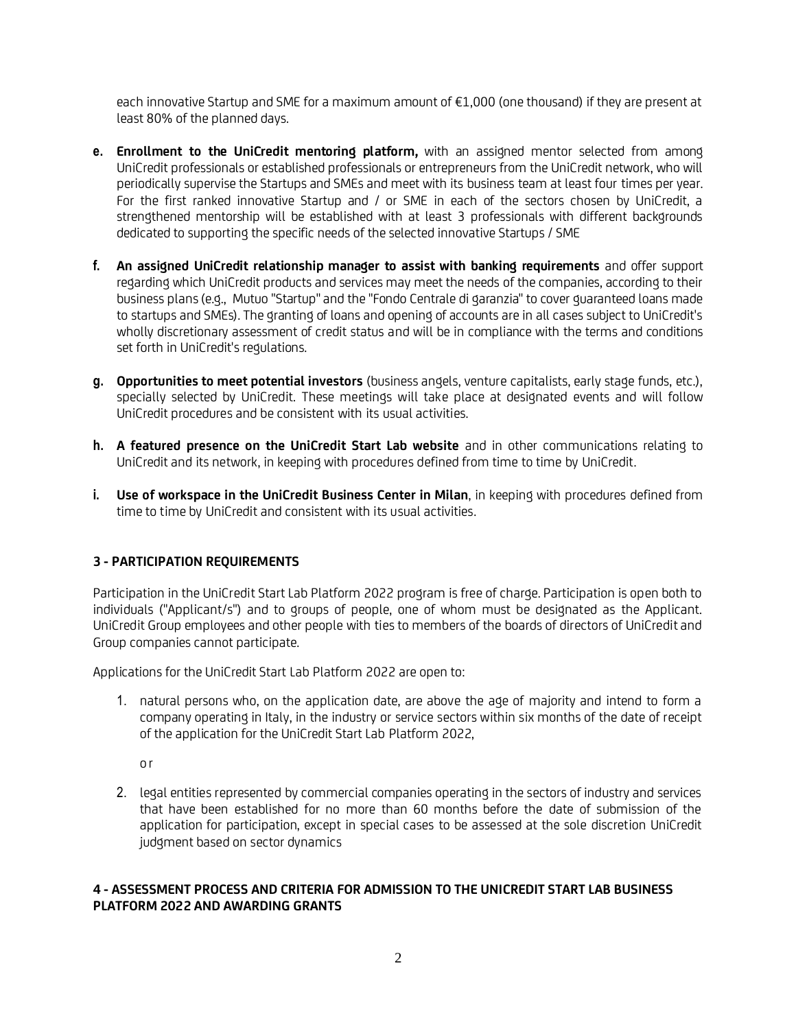each innovative Startup and SME for a maximum amount of €1,000 (one thousand) if they are present at least 80% of the planned days.

e. **Enrollment to the UniCredit mentoring platform,** with an assigned mentor selected from among UniCredit professionals or established professionals or entrepreneurs from the UniCredit network, who will periodically supervise the Startups and SMEs and meet with its business team at least four times per year. For the first ranked innovative Startup and / or SME in each of the sectors chosen by UniCredit, a strengthened mentorship will be established with at least 3 professionals with different backgrounds dedicated to supporting the specific needs of the selected innovative Startups / SME

f. **An assigned UniCredit relationship manager to assist with banking requirements** and offer support regarding which UniCredit products and services may meet the needs of the companies, according to their business plans (e.g., Mutuo "Startup" and the "Fondo Centrale di garanzia" to cover guaranteed loans made to startups and SMEs). The granting of loans and opening of accounts are in all cases subject to UniCredit's wholly discretionary assessment of credit status and will be in compliance with the terms and conditions set forth in UniCredit's regulations.

g. **Opportunities to meet potential investors** (business angels, venture capitalists, early stage funds, etc.), specially selected by UniCredit. These meetings will take place at designated events and will follow UniCredit procedures and be consistent with its usual activities.

h. **A featured presence on the UniCredit Start Lab website** and in other communications relating to UniCredit and its network, in keeping with procedures defined from time to time by UniCredit.

i. **Use of workspace in the UniCredit Business Center in Milan**, in keeping with procedures defined from time to time by UniCredit and consistent with its usual activities.

### 3 - PARTICIPATION REQUIREMENTS

Participation in the UniCredit Start Lab Platform 2022 program is free of charge. Participation is open both to individuals ("Applicant/s") and to groups of people, one of whom must be designated as the Applicant. UniCredit Group employees and other people with ties to members of the boards of directors of UniCredit and Group companies cannot participate.

Applications for the UniCredit Start Lab Platform 2022 are open to:

1. natural persons who, on the application date, are above the age of majority and intend to form a company operating in Italy, in the industry or service sectors within six months of the date of receipt of the application for the UniCredit Start Lab Platform 2022,

   or

2. legal entities represented by commercial companies operating in the sectors of industry and services that have been established for no more than 60 months before the date of submission of the application for participation, except in special cases to be assessed at the sole discretion UniCredit judgment based on sector dynamics

### 4 - ASSESSMENT PROCESS AND CRITERIA FOR ADMISSION TO THE UNICREDIT START LAB BUSINESS PLATFORM 2022 AND AWARDING GRANTS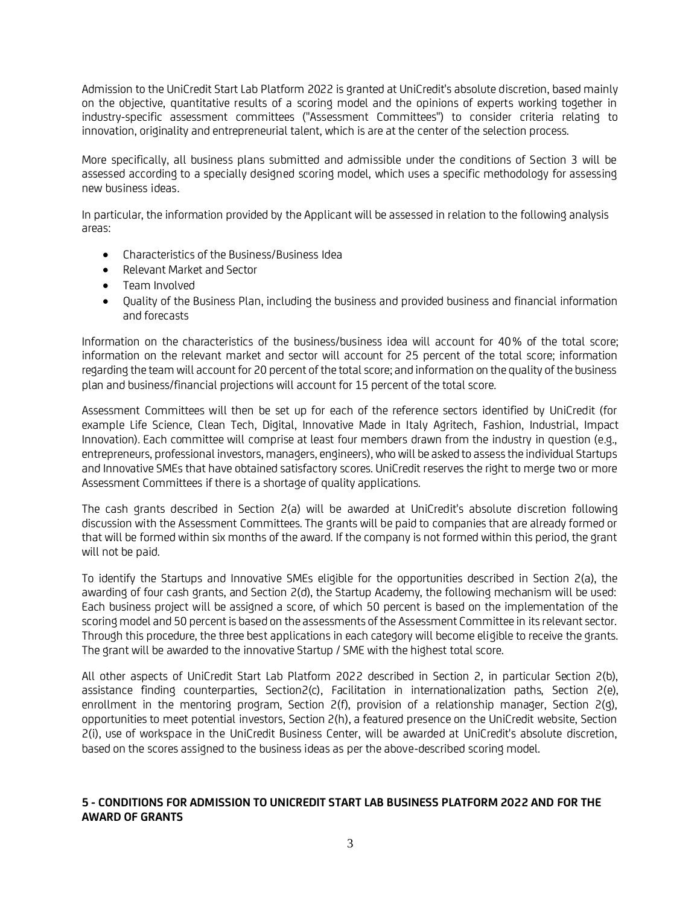Admission to the UniCredit Start Lab Platform 2022 is granted at UniCredit's absolute discretion, based mainly on the objective, quantitative results of a scoring model and the opinions of experts working together in industry-specific assessment committees ("Assessment Committees") to consider criteria relating to innovation, originality and entrepreneurial talent, which is are at the center of the selection process.

More specifically, all business plans submitted and admissible under the conditions of Section 3 will be assessed according to a specially designed scoring model, which uses a specific methodology for assessing new business ideas.

In particular, the information provided by the Applicant will be assessed in relation to the following analysis areas:

- Characteristics of the Business/Business Idea
- Relevant Market and Sector
- Team Involved
- Quality of the Business Plan, including the business and provided business and financial information and forecasts

Information on the characteristics of the business/business idea will account for 40% of the total score; information on the relevant market and sector will account for 25 percent of the total score; information regarding the team will account for 20 percent of the total score; and information on the quality of the business plan and business/financial projections will account for 15 percent of the total score.

Assessment Committees will then be set up for each of the reference sectors identified by UniCredit (for example Life Science, Clean Tech, Digital, Innovative Made in Italy Agritech, Fashion, Industrial, Impact Innovation). Each committee will comprise at least four members drawn from the industry in question (e.g., entrepreneurs, professional investors, managers, engineers), who will be asked to assess the individual Startups and Innovative SMEs that have obtained satisfactory scores. UniCredit reserves the right to merge two or more Assessment Committees if there is a shortage of quality applications.

The cash grants described in Section 2(a) will be awarded at UniCredit's absolute discretion following discussion with the Assessment Committees. The grants will be paid to companies that are already formed or that will be formed within six months of the award. If the company is not formed within this period, the grant will not be paid.

To identify the Startups and Innovative SMEs eligible for the opportunities described in Section 2(a), the awarding of four cash grants, and Section 2(d), the Startup Academy, the following mechanism will be used: Each business project will be assigned a score, of which 50 percent is based on the implementation of the scoring model and 50 percent is based on the assessments of the Assessment Committee in its relevant sector. Through this procedure, the three best applications in each category will become eligible to receive the grants. The grant will be awarded to the innovative Startup / SME with the highest total score.

All other aspects of UniCredit Start Lab Platform 2022 described in Section 2, in particular Section 2(b), assistance finding counterparties, Section2(c), Facilitation in internationalization paths, Section 2(e), enrollment in the mentoring program, Section 2(f), provision of a relationship manager, Section 2(g), opportunities to meet potential investors, Section 2(h), a featured presence on the UniCredit website, Section 2(i), use of workspace in the UniCredit Business Center, will be awarded at UniCredit's absolute discretion, based on the scores assigned to the business ideas as per the above-described scoring model.

## 5 - CONDITIONS FOR ADMISSION TO UNICREDIT START LAB BUSINESS PLATFORM 2022 AND FOR THE AWARD OF GRANTS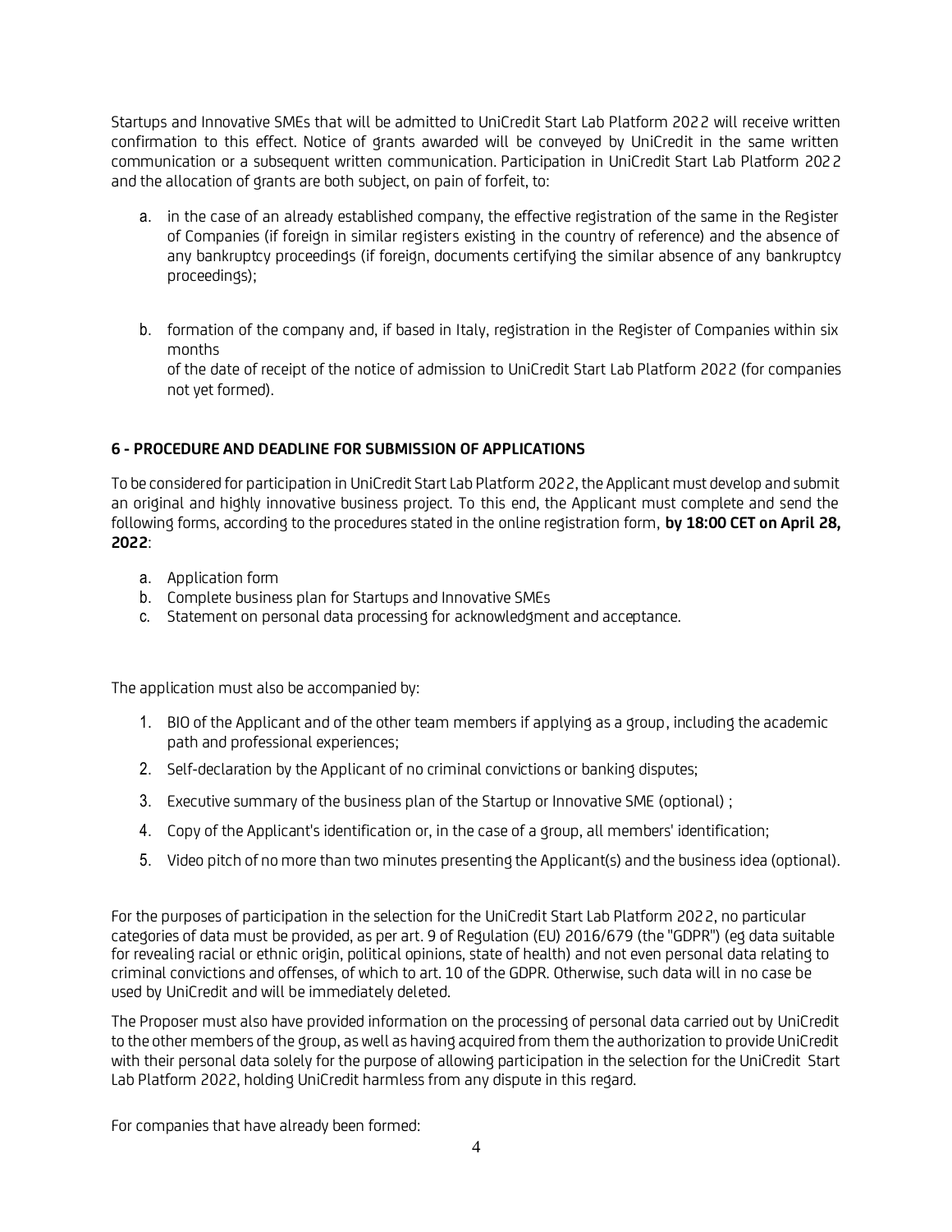Startups and Innovative SMEs that will be admitted to UniCredit Start Lab Platform 2022 will receive written confirmation to this effect. Notice of grants awarded will be conveyed by UniCredit in the same written communication or a subsequent written communication. Participation in UniCredit Start Lab Platform 2022 and the allocation of grants are both subject, on pain of forfeit, to:

a. in the case of an already established company, the effective registration of the same in the Register of Companies (if foreign in similar registers existing in the country of reference) and the absence of any bankruptcy proceedings (if foreign, documents certifying the similar absence of any bankruptcy proceedings);

b. formation of the company and, if based in Italy, registration in the Register of Companies within six months
of the date of receipt of the notice of admission to UniCredit Start Lab Platform 2022 (for companies not yet formed).

### 6 - PROCEDURE AND DEADLINE FOR SUBMISSION OF APPLICATIONS

To be considered for participation in UniCredit Start Lab Platform 2022, the Applicant must develop and submit an original and highly innovative business project. To this end, the Applicant must complete and send the following forms, according to the procedures stated in the online registration form, **by 18:00 CET on April 28, 2022**:

a. Application form
b. Complete business plan for Startups and Innovative SMEs
c. Statement on personal data processing for acknowledgment and acceptance.

The application must also be accompanied by:

1. BIO of the Applicant and of the other team members if applying as a group, including the academic path and professional experiences;
2. Self-declaration by the Applicant of no criminal convictions or banking disputes;
3. Executive summary of the business plan of the Startup or Innovative SME (optional) ;
4. Copy of the Applicant's identification or, in the case of a group, all members' identification;
5. Video pitch of no more than two minutes presenting the Applicant(s) and the business idea (optional).

For the purposes of participation in the selection for the UniCredit Start Lab Platform 2022, no particular categories of data must be provided, as per art. 9 of Regulation (EU) 2016/679 (the "GDPR") (eg data suitable for revealing racial or ethnic origin, political opinions, state of health) and not even personal data relating to criminal convictions and offenses, of which to art. 10 of the GDPR. Otherwise, such data will in no case be used by UniCredit and will be immediately deleted.

The Proposer must also have provided information on the processing of personal data carried out by UniCredit to the other members of the group, as well as having acquired from them the authorization to provide UniCredit with their personal data solely for the purpose of allowing participation in the selection for the UniCredit Start Lab Platform 2022, holding UniCredit harmless from any dispute in this regard.

For companies that have already been formed: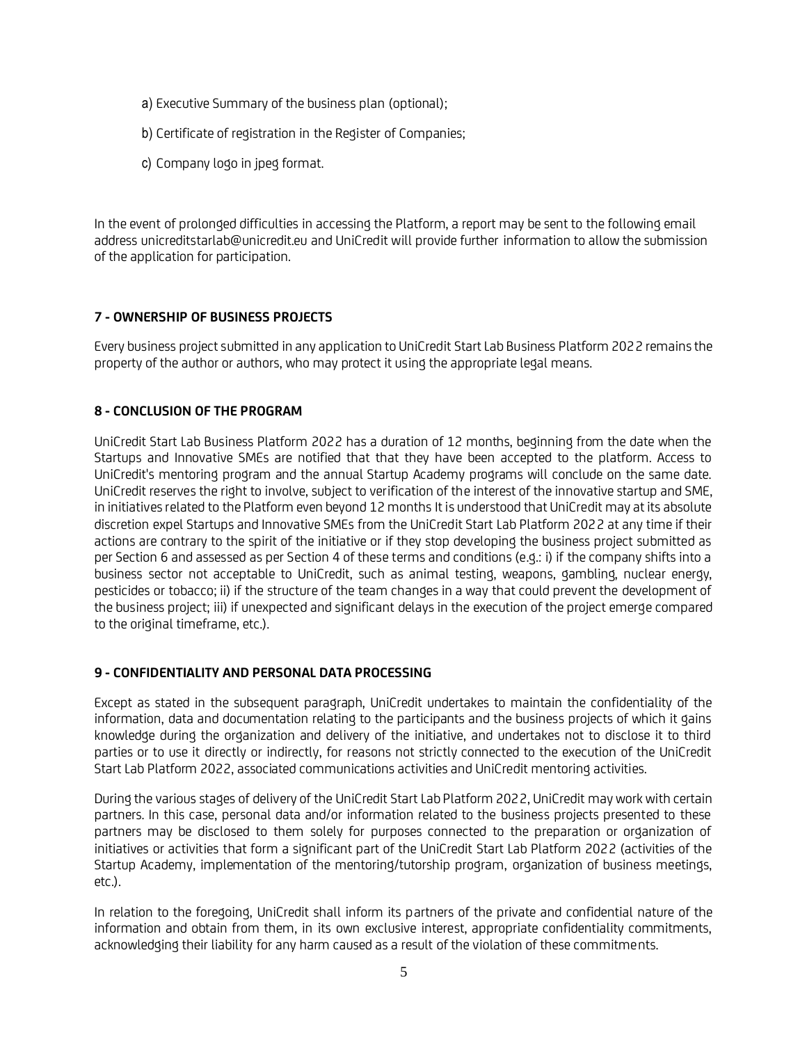a) Executive Summary of the business plan (optional);

b) Certificate of registration in the Register of Companies;

c) Company logo in jpeg format.

In the event of prolonged difficulties in accessing the Platform, a report may be sent to the following email address unicreditstarlab@unicredit.eu and UniCredit will provide further information to allow the submission of the application for participation.

**7 - OWNERSHIP OF BUSINESS PROJECTS**

Every business project submitted in any application to UniCredit Start Lab Business Platform 2022 remains the property of the author or authors, who may protect it using the appropriate legal means.

**8 - CONCLUSION OF THE PROGRAM**

UniCredit Start Lab Business Platform 2022 has a duration of 12 months, beginning from the date when the Startups and Innovative SMEs are notified that that they have been accepted to the platform. Access to UniCredit's mentoring program and the annual Startup Academy programs will conclude on the same date. UniCredit reserves the right to involve, subject to verification of the interest of the innovative startup and SME, in initiatives related to the Platform even beyond 12 months It is understood that UniCredit may at its absolute discretion expel Startups and Innovative SMEs from the UniCredit Start Lab Platform 2022 at any time if their actions are contrary to the spirit of the initiative or if they stop developing the business project submitted as per Section 6 and assessed as per Section 4 of these terms and conditions (e.g.: i) if the company shifts into a business sector not acceptable to UniCredit, such as animal testing, weapons, gambling, nuclear energy, pesticides or tobacco; ii) if the structure of the team changes in a way that could prevent the development of the business project; iii) if unexpected and significant delays in the execution of the project emerge compared to the original timeframe, etc.).

**9 - CONFIDENTIALITY AND PERSONAL DATA PROCESSING**

Except as stated in the subsequent paragraph, UniCredit undertakes to maintain the confidentiality of the information, data and documentation relating to the participants and the business projects of which it gains knowledge during the organization and delivery of the initiative, and undertakes not to disclose it to third parties or to use it directly or indirectly, for reasons not strictly connected to the execution of the UniCredit Start Lab Platform 2022, associated communications activities and UniCredit mentoring activities.

During the various stages of delivery of the UniCredit Start Lab Platform 2022, UniCredit may work with certain partners. In this case, personal data and/or information related to the business projects presented to these partners may be disclosed to them solely for purposes connected to the preparation or organization of initiatives or activities that form a significant part of the UniCredit Start Lab Platform 2022 (activities of the Startup Academy, implementation of the mentoring/tutorship program, organization of business meetings, etc.).

In relation to the foregoing, UniCredit shall inform its partners of the private and confidential nature of the information and obtain from them, in its own exclusive interest, appropriate confidentiality commitments, acknowledging their liability for any harm caused as a result of the violation of these commitments.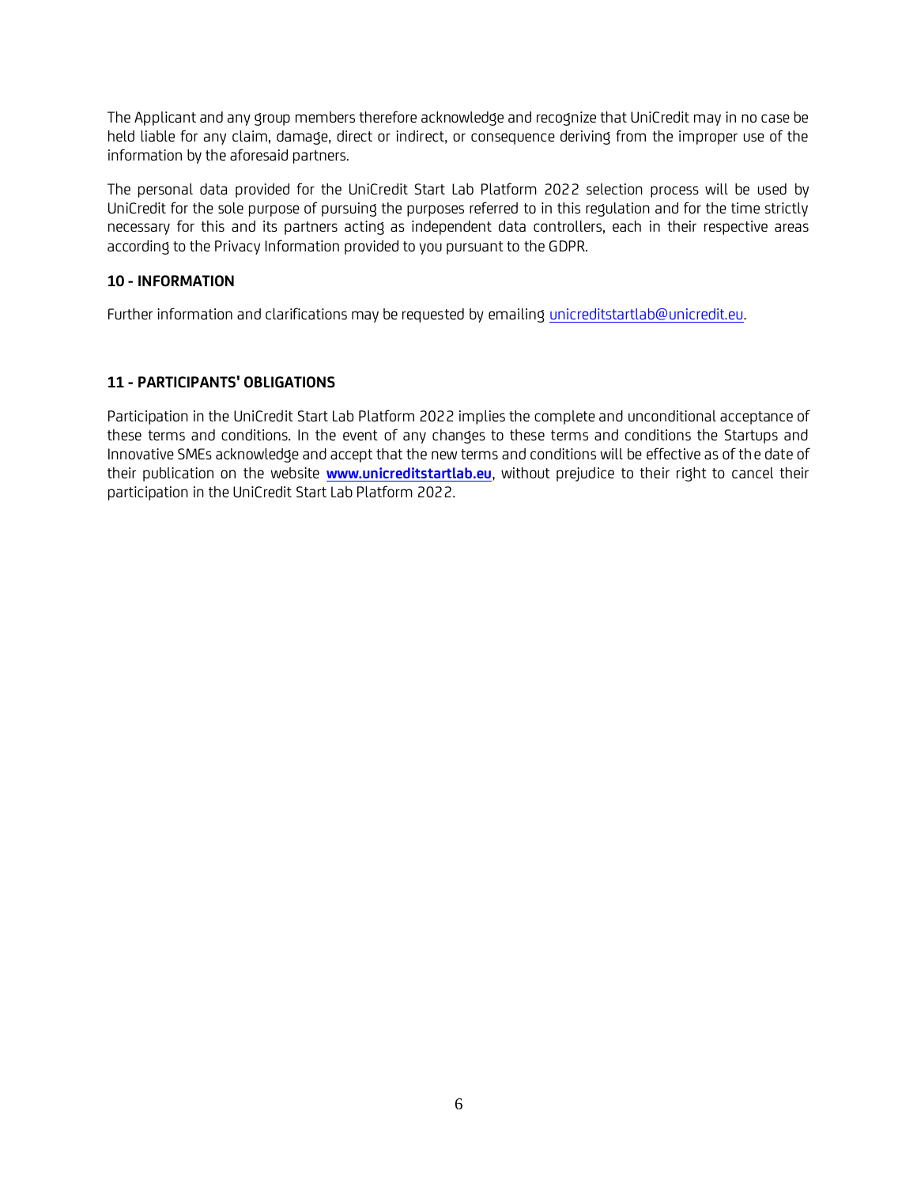The Applicant and any group members therefore acknowledge and recognize that UniCredit may in no case be held liable for any claim, damage, direct or indirect, or consequence deriving from the improper use of the information by the aforesaid partners.

The personal data provided for the UniCredit Start Lab Platform 2022 selection process will be used by UniCredit for the sole purpose of pursuing the purposes referred to in this regulation and for the time strictly necessary for this and its partners acting as independent data controllers, each in their respective areas according to the Privacy Information provided to you pursuant to the GDPR.

## 10 - INFORMATION

Further information and clarifications may be requested by emailing unicreditstartlab@unicredit.eu.

## 11 - PARTICIPANTS' OBLIGATIONS

Participation in the UniCredit Start Lab Platform 2022 implies the complete and unconditional acceptance of these terms and conditions. In the event of any changes to these terms and conditions the Startups and Innovative SMEs acknowledge and accept that the new terms and conditions will be effective as of the date of their publication on the website **www.unicreditstartlab.eu**, without prejudice to their right to cancel their participation in the UniCredit Start Lab Platform 2022.